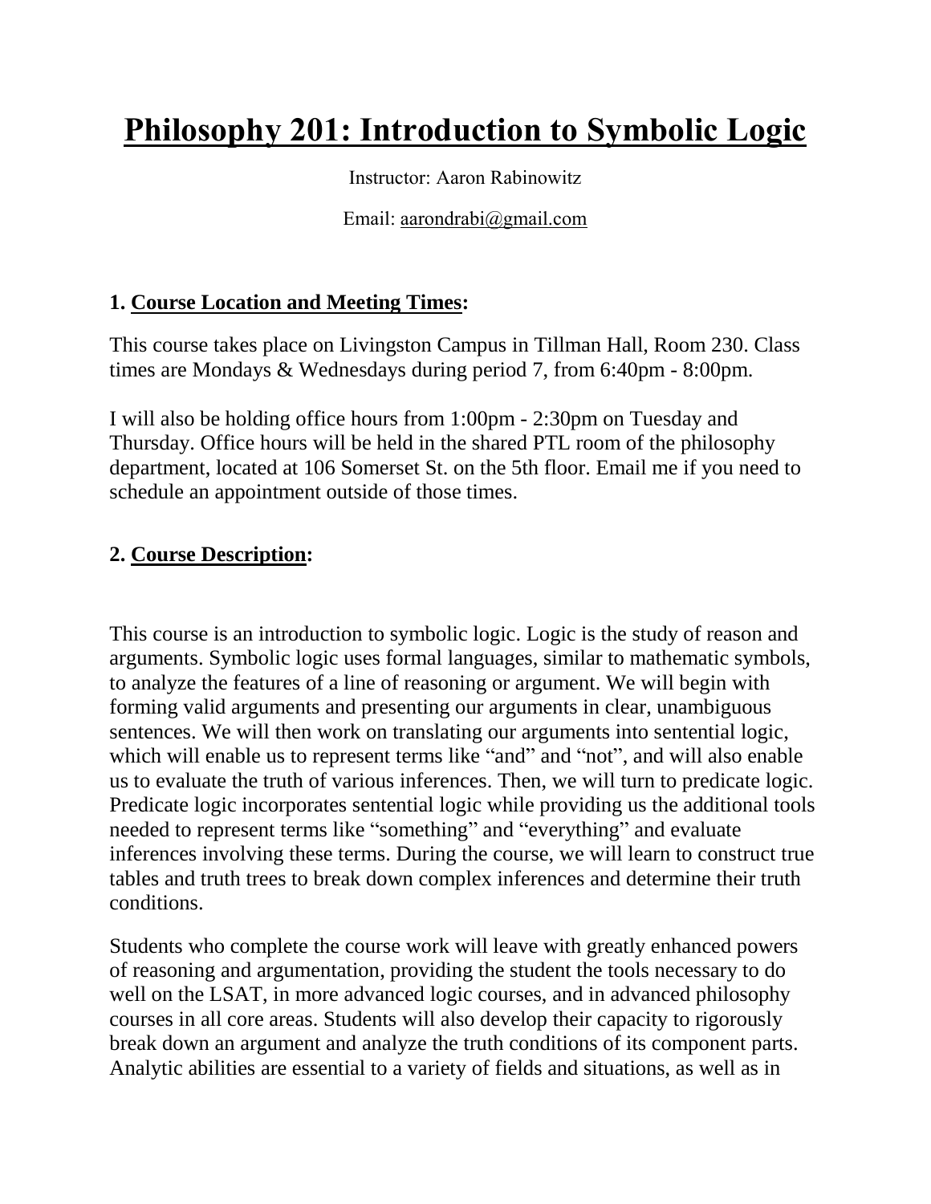# Philosophy 201: Introduction to Symbolic Logic

Instructor: Aaron Rabinowitz

Email: aarondrabi@gmail.com

## 1. Course Location and Meeting Times:

This course takes place on Livingston Campus in Tillman Hall, Room 230. Class times are Mondays & Wednesdays during period 7, from 6:40pm - 8:00pm.

I will also be holding office hours from 1:00pm - 2:30pm on Tuesday and Thursday. Office hours will be held in the shared PTL room of the philosophy department, located at 106 Somerset St. on the 5th floor. Email me if you need to schedule an appointment outside of those times.

## 2. Course Description:

This course is an introduction to symbolic logic. Logic is the study of reason and arguments. Symbolic logic uses formal languages, similar to mathematic symbols, to analyze the features of a line of reasoning or argument. We will begin with forming valid arguments and presenting our arguments in clear, unambiguous sentences. We will then work on translating our arguments into sentential logic, which will enable us to represent terms like "and" and "not", and will also enable us to evaluate the truth of various inferences. Then, we will turn to predicate logic. Predicate logic incorporates sentential logic while providing us the additional tools needed to represent terms like "something" and "everything" and evaluate inferences involving these terms. During the course, we will learn to construct true tables and truth trees to break down complex inferences and determine their truth conditions.

Students who complete the course work will leave with greatly enhanced powers of reasoning and argumentation, providing the student the tools necessary to do well on the LSAT, in more advanced logic courses, and in advanced philosophy courses in all core areas. Students will also develop their capacity to rigorously break down an argument and analyze the truth conditions of its component parts. Analytic abilities are essential to a variety of fields and situations, as well as in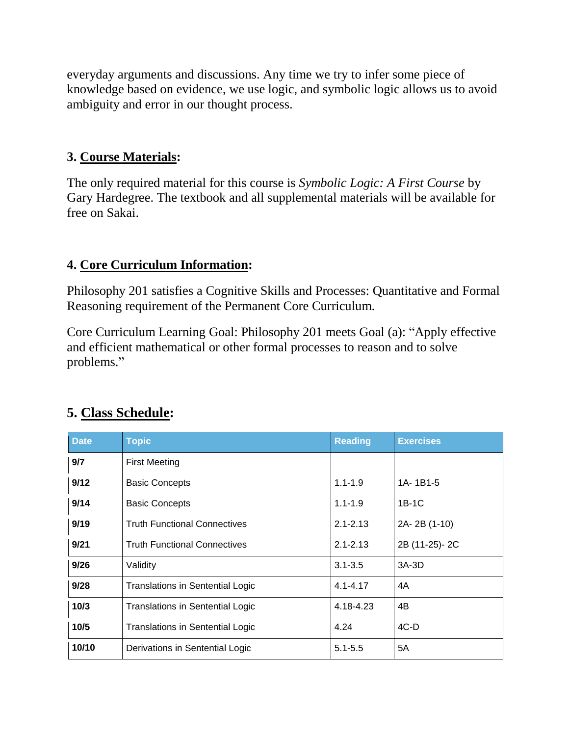everyday arguments and discussions. Any time we try to infer some piece of knowledge based on evidence, we use logic, and symbolic logic allows us to avoid ambiguity and error in our thought process.

## 3. Course Materials:

The only required material for this course is *Symbolic Logic: A First Course* by Gary Hardegree. The textbook and all supplemental materials will be available for free on Sakai.

## 4. Core Curriculum Information:

Philosophy 201 satisfies a Cognitive Skills and Processes: Quantitative and Formal Reasoning requirement of the Permanent Core Curriculum.

Core Curriculum Learning Goal: Philosophy 201 meets Goal (a): "Apply effective and efficient mathematical or other formal processes to reason and to solve problems."

## 5. Class Schedule:

| Date | Topic | Reading | Exercises |
|---|---|---|---|
| **9/7** | First Meeting | | |
| **9/12** | Basic Concepts | 1.1-1.9 | 1A- 1B1-5 |
| **9/14** | Basic Concepts | 1.1-1.9 | 1B-1C |
| **9/19** | Truth Functional Connectives | 2.1-2.13 | 2A- 2B (1-10) |
| **9/21** | Truth Functional Connectives | 2.1-2.13 | 2B (11-25)- 2C |
| **9/26** | Validity | 3.1-3.5 | 3A-3D |
| **9/28** | Translations in Sentential Logic | 4.1-4.17 | 4A |
| **10/3** | Translations in Sentential Logic | 4.18-4.23 | 4B |
| **10/5** | Translations in Sentential Logic | 4.24 | 4C-D |
| **10/10** | Derivations in Sentential Logic | 5.1-5.5 | 5A |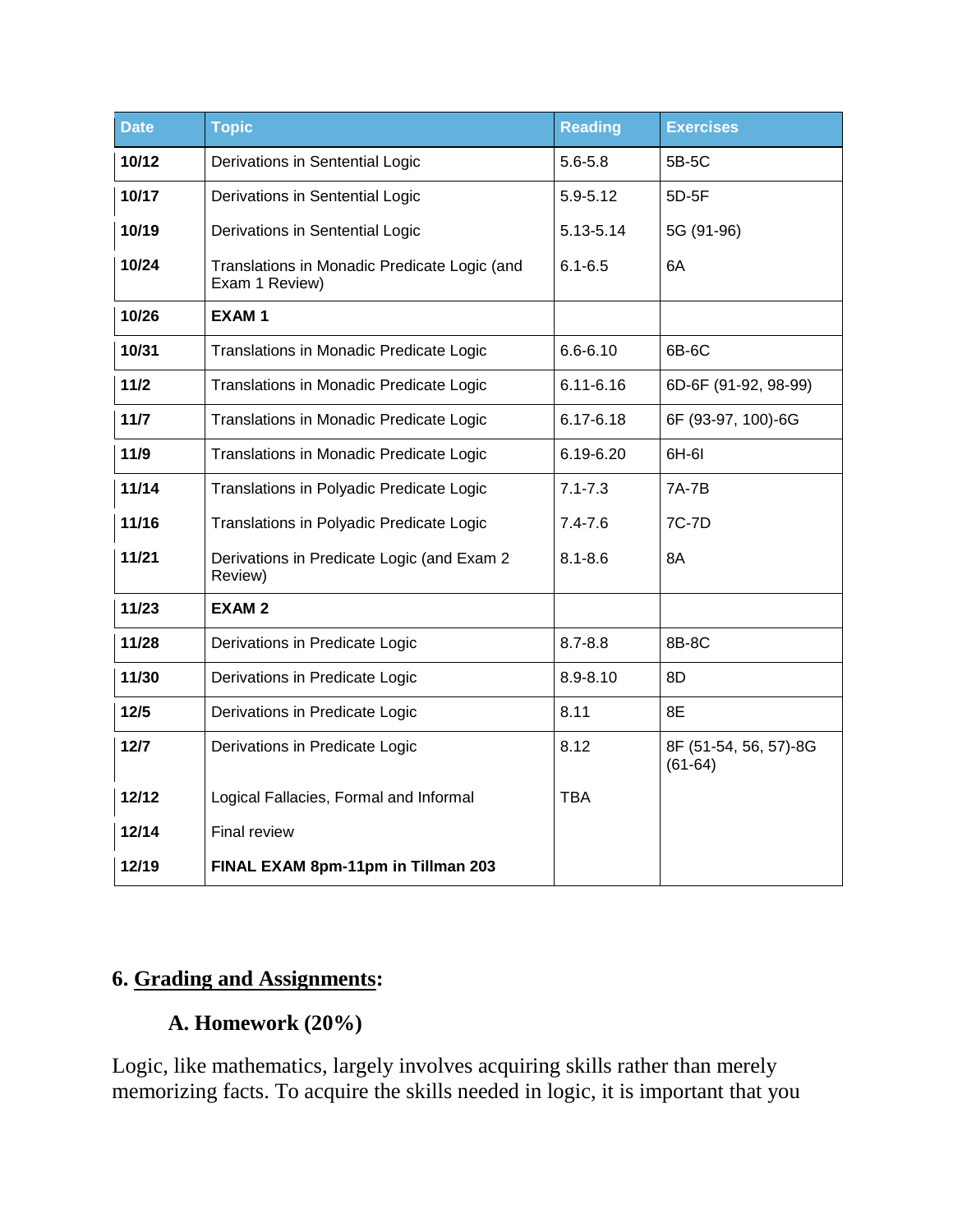| Date | Topic | Reading | Exercises |
|---|---|---|---|
| **10/12** | Derivations in Sentential Logic | 5.6-5.8 | 5B-5C |
| **10/17** | Derivations in Sentential Logic | 5.9-5.12 | 5D-5F |
| **10/19** | Derivations in Sentential Logic | 5.13-5.14 | 5G (91-96) |
| **10/24** | Translations in Monadic Predicate Logic (and Exam 1 Review) | 6.1-6.5 | 6A |
| **10/26** | **EXAM 1** | | |
| **10/31** | Translations in Monadic Predicate Logic | 6.6-6.10 | 6B-6C |
| **11/2** | Translations in Monadic Predicate Logic | 6.11-6.16 | 6D-6F (91-92, 98-99) |
| **11/7** | Translations in Monadic Predicate Logic | 6.17-6.18 | 6F (93-97, 100)-6G |
| **11/9** | Translations in Monadic Predicate Logic | 6.19-6.20 | 6H-6I |
| **11/14** | Translations in Polyadic Predicate Logic | 7.1-7.3 | 7A-7B |
| **11/16** | Translations in Polyadic Predicate Logic | 7.4-7.6 | 7C-7D |
| **11/21** | Derivations in Predicate Logic (and Exam 2 Review) | 8.1-8.6 | 8A |
| **11/23** | **EXAM 2** | | |
| **11/28** | Derivations in Predicate Logic | 8.7-8.8 | 8B-8C |
| **11/30** | Derivations in Predicate Logic | 8.9-8.10 | 8D |
| **12/5** | Derivations in Predicate Logic | 8.11 | 8E |
| **12/7** | Derivations in Predicate Logic | 8.12 | 8F (51-54, 56, 57)-8G (61-64) |
| **12/12** | Logical Fallacies, Formal and Informal | TBA | |
| **12/14** | Final review | | |
| **12/19** | **FINAL EXAM 8pm-11pm in Tillman 203** | | |

## 6. <u>Grading and Assignments</u>:

### A. Homework (20%)

Logic, like mathematics, largely involves acquiring skills rather than merely memorizing facts. To acquire the skills needed in logic, it is important that you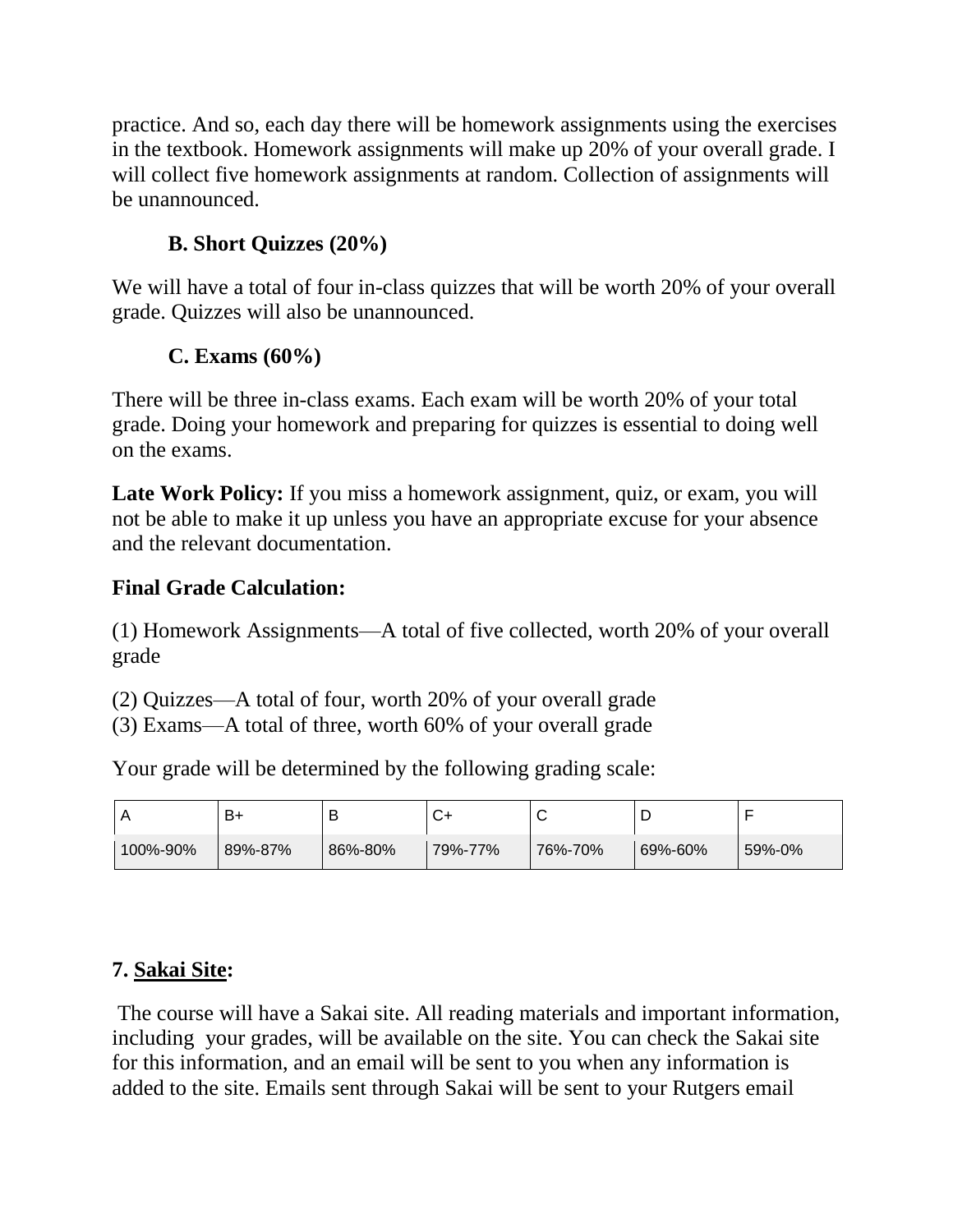practice. And so, each day there will be homework assignments using the exercises in the textbook. Homework assignments will make up 20% of your overall grade. I will collect five homework assignments at random. Collection of assignments will be unannounced.

### B. Short Quizzes (20%)

We will have a total of four in-class quizzes that will be worth 20% of your overall grade. Quizzes will also be unannounced.

### C. Exams (60%)

There will be three in-class exams. Each exam will be worth 20% of your total grade. Doing your homework and preparing for quizzes is essential to doing well on the exams.

**Late Work Policy:** If you miss a homework assignment, quiz, or exam, you will not be able to make it up unless you have an appropriate excuse for your absence and the relevant documentation.

## Final Grade Calculation:

(1) Homework Assignments—A total of five collected, worth 20% of your overall grade

(2) Quizzes—A total of four, worth 20% of your overall grade
(3) Exams—A total of three, worth 60% of your overall grade

Your grade will be determined by the following grading scale:

| A | B+ | B | C+ | C | D | F |
|---|---|---|---|---|---|---|
| 100%-90% | 89%-87% | 86%-80% | 79%-77% | 76%-70% | 69%-60% | 59%-0% |

## 7. Sakai Site:

The course will have a Sakai site. All reading materials and important information, including your grades, will be available on the site. You can check the Sakai site for this information, and an email will be sent to you when any information is added to the site. Emails sent through Sakai will be sent to your Rutgers email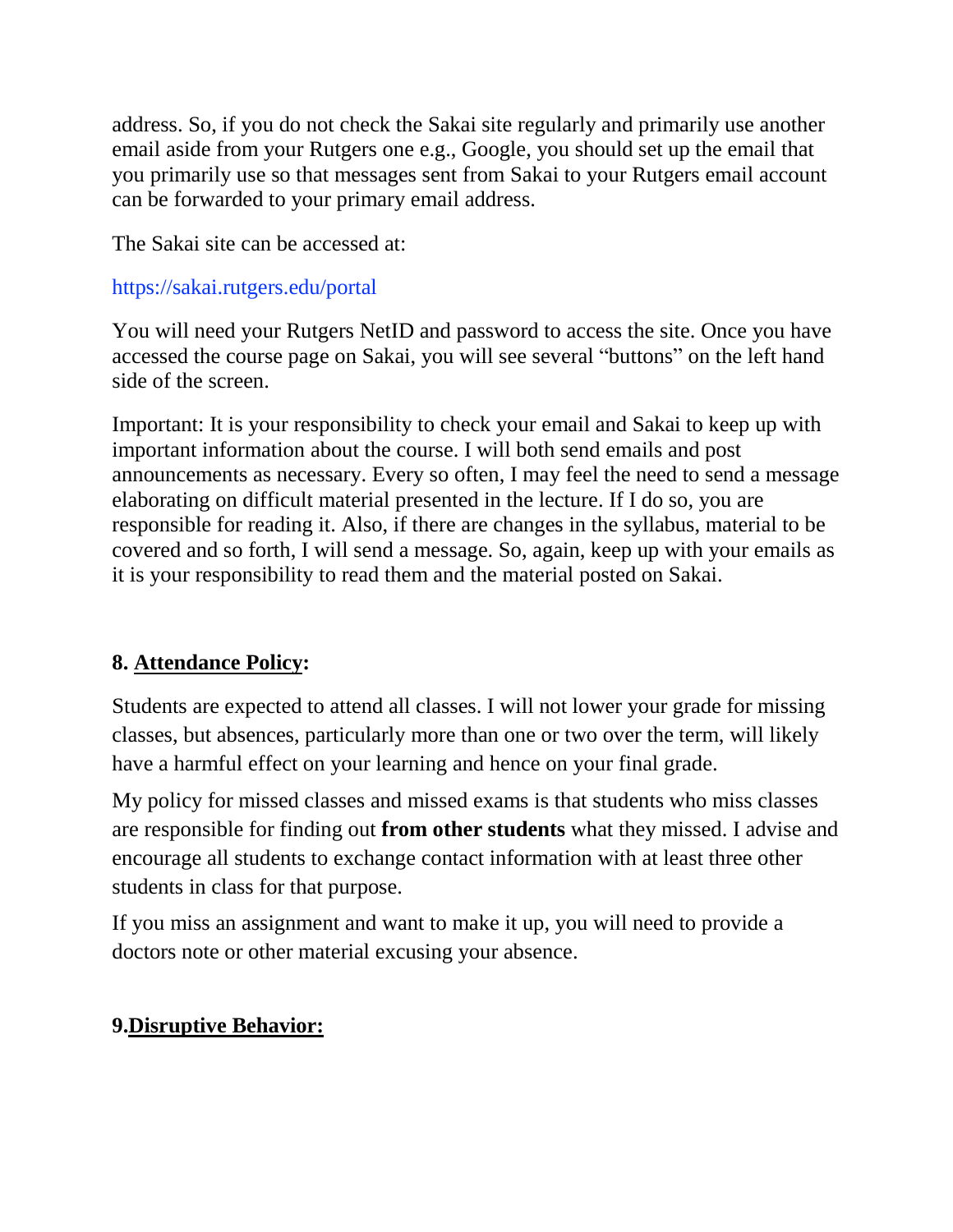address. So, if you do not check the Sakai site regularly and primarily use another email aside from your Rutgers one e.g., Google, you should set up the email that you primarily use so that messages sent from Sakai to your Rutgers email account can be forwarded to your primary email address.

The Sakai site can be accessed at:

https://sakai.rutgers.edu/portal

You will need your Rutgers NetID and password to access the site. Once you have accessed the course page on Sakai, you will see several "buttons" on the left hand side of the screen.

Important: It is your responsibility to check your email and Sakai to keep up with important information about the course. I will both send emails and post announcements as necessary. Every so often, I may feel the need to send a message elaborating on difficult material presented in the lecture. If I do so, you are responsible for reading it. Also, if there are changes in the syllabus, material to be covered and so forth, I will send a message. So, again, keep up with your emails as it is your responsibility to read them and the material posted on Sakai.

## 8. Attendance Policy:

Students are expected to attend all classes. I will not lower your grade for missing classes, but absences, particularly more than one or two over the term, will likely have a harmful effect on your learning and hence on your final grade.

My policy for missed classes and missed exams is that students who miss classes are responsible for finding out **from other students** what they missed. I advise and encourage all students to exchange contact information with at least three other students in class for that purpose.

If you miss an assignment and want to make it up, you will need to provide a doctors note or other material excusing your absence.

## 9. Disruptive Behavior: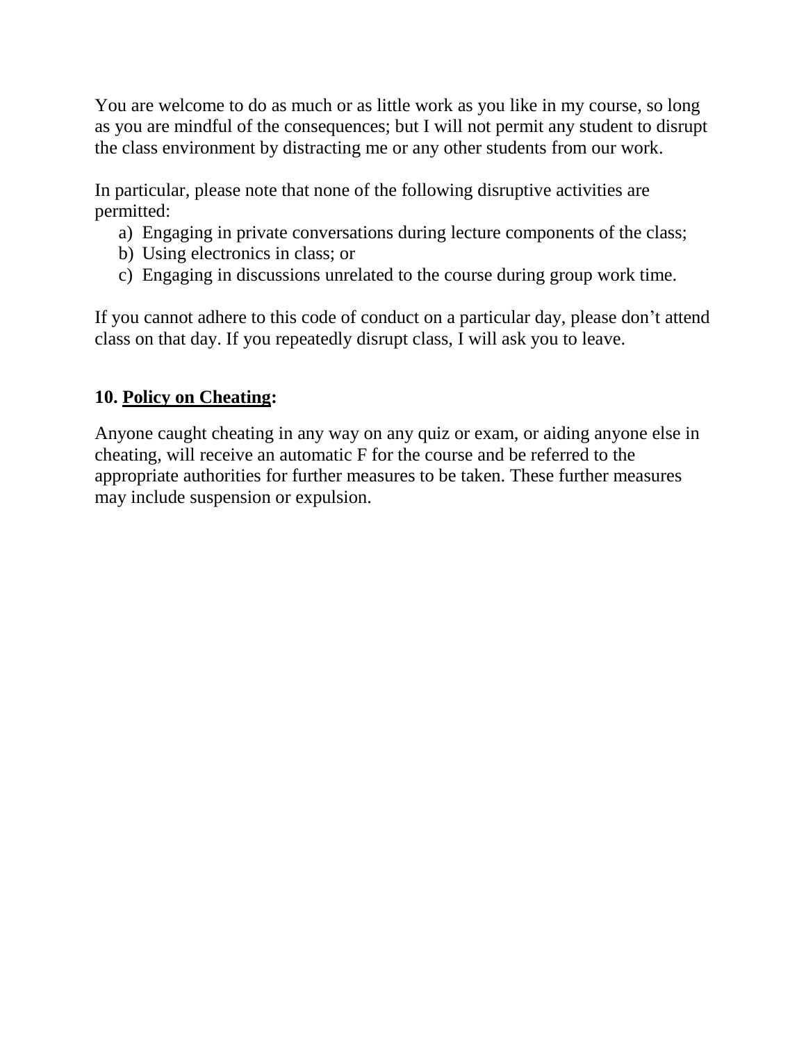You are welcome to do as much or as little work as you like in my course, so long as you are mindful of the consequences; but I will not permit any student to disrupt the class environment by distracting me or any other students from our work.

In particular, please note that none of the following disruptive activities are permitted:

a) Engaging in private conversations during lecture components of the class;
b) Using electronics in class; or
c) Engaging in discussions unrelated to the course during group work time.

If you cannot adhere to this code of conduct on a particular day, please don't attend class on that day. If you repeatedly disrupt class, I will ask you to leave.

### 10. <u>Policy on Cheating</u>:

Anyone caught cheating in any way on any quiz or exam, or aiding anyone else in cheating, will receive an automatic F for the course and be referred to the appropriate authorities for further measures to be taken. These further measures may include suspension or expulsion.